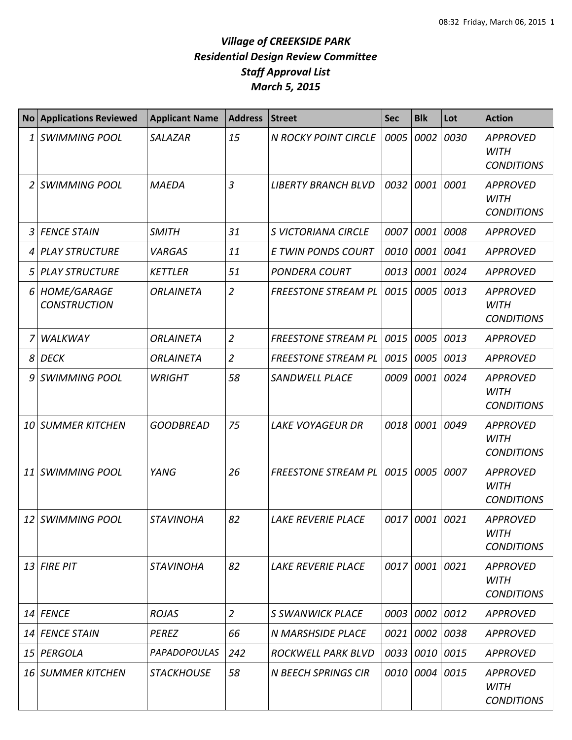# *Village of CREEKSIDE PARK*
## *Residential Design Review Committee*
## *Staff Approval List*
## *March 5, 2015*

| No | Applications Reviewed | Applicant Name | Address | Street | Sec | Blk | Lot | Action |
|---|---|---|---|---|---|---|---|---|
| 1 | *SWIMMING POOL* | *SALAZAR* | *15* | *N ROCKY POINT CIRCLE* | *0005* | *0002* | *0030* | *APPROVED WITH CONDITIONS* |
| 2 | *SWIMMING POOL* | *MAEDA* | *3* | *LIBERTY BRANCH BLVD* | *0032* | *0001* | *0001* | *APPROVED WITH CONDITIONS* |
| 3 | *FENCE STAIN* | *SMITH* | *31* | *S VICTORIANA CIRCLE* | *0007* | *0001* | *0008* | *APPROVED* |
| 4 | *PLAY STRUCTURE* | *VARGAS* | *11* | *E TWIN PONDS COURT* | *0010* | *0001* | *0041* | *APPROVED* |
| 5 | *PLAY STRUCTURE* | *KETTLER* | *51* | *PONDERA COURT* | *0013* | *0001* | *0024* | *APPROVED* |
| 6 | *HOME/GARAGE CONSTRUCTION* | *ORLAINETA* | *2* | *FREESTONE STREAM PL* | *0015* | *0005* | *0013* | *APPROVED WITH CONDITIONS* |
| 7 | *WALKWAY* | *ORLAINETA* | *2* | *FREESTONE STREAM PL* | *0015* | *0005* | *0013* | *APPROVED* |
| 8 | *DECK* | *ORLAINETA* | *2* | *FREESTONE STREAM PL* | *0015* | *0005* | *0013* | *APPROVED* |
| 9 | *SWIMMING POOL* | *WRIGHT* | *58* | *SANDWELL PLACE* | *0009* | *0001* | *0024* | *APPROVED WITH CONDITIONS* |
| 10 | *SUMMER KITCHEN* | *GOODBREAD* | *75* | *LAKE VOYAGEUR DR* | *0018* | *0001* | *0049* | *APPROVED WITH CONDITIONS* |
| 11 | *SWIMMING POOL* | *YANG* | *26* | *FREESTONE STREAM PL* | *0015* | *0005* | *0007* | *APPROVED WITH CONDITIONS* |
| 12 | *SWIMMING POOL* | *STAVINOHA* | *82* | *LAKE REVERIE PLACE* | *0017* | *0001* | *0021* | *APPROVED WITH CONDITIONS* |
| 13 | *FIRE PIT* | *STAVINOHA* | *82* | *LAKE REVERIE PLACE* | *0017* | *0001* | *0021* | *APPROVED WITH CONDITIONS* |
| 14 | *FENCE* | *ROJAS* | *2* | *S SWANWICK PLACE* | *0003* | *0002* | *0012* | *APPROVED* |
| 14 | *FENCE STAIN* | *PEREZ* | *66* | *N MARSHSIDE PLACE* | *0021* | *0002* | *0038* | *APPROVED* |
| 15 | *PERGOLA* | *PAPADOPOULAS* | *242* | *ROCKWELL PARK BLVD* | *0033* | *0010* | *0015* | *APPROVED* |
| 16 | *SUMMER KITCHEN* | *STACKHOUSE* | *58* | *N BEECH SPRINGS CIR* | *0010* | *0004* | *0015* | *APPROVED WITH CONDITIONS* |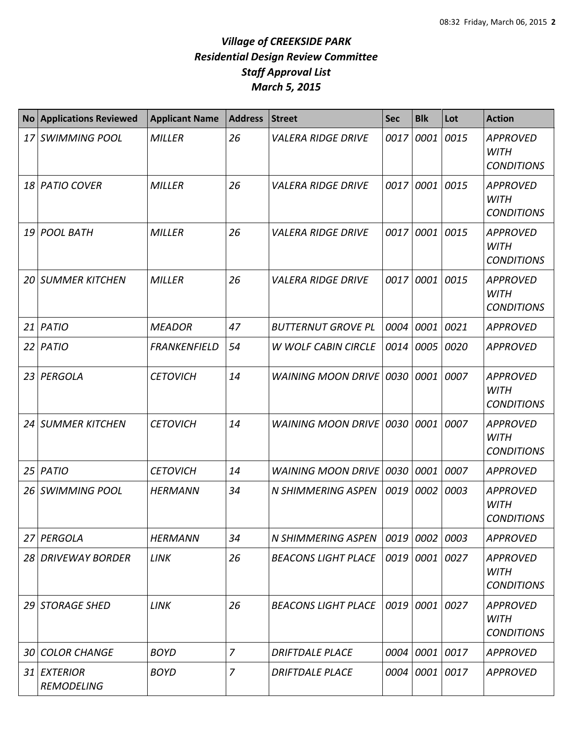# *Village of CREEKSIDE PARK*
# *Residential Design Review Committee*
# *Staff Approval List*
# *March 5, 2015*

| No | Applications Reviewed | Applicant Name | Address | Street | Sec | Blk | Lot | Action |
|---|---|---|---|---|---|---|---|---|
| *17* | *SWIMMING POOL* | *MILLER* | *26* | *VALERA RIDGE DRIVE* | *0017* | *0001* | *0015* | *APPROVED WITH CONDITIONS* |
| *18* | *PATIO COVER* | *MILLER* | *26* | *VALERA RIDGE DRIVE* | *0017* | *0001* | *0015* | *APPROVED WITH CONDITIONS* |
| *19* | *POOL BATH* | *MILLER* | *26* | *VALERA RIDGE DRIVE* | *0017* | *0001* | *0015* | *APPROVED WITH CONDITIONS* |
| *20* | *SUMMER KITCHEN* | *MILLER* | *26* | *VALERA RIDGE DRIVE* | *0017* | *0001* | *0015* | *APPROVED WITH CONDITIONS* |
| *21* | *PATIO* | *MEADOR* | *47* | *BUTTERNUT GROVE PL* | *0004* | *0001* | *0021* | *APPROVED* |
| *22* | *PATIO* | *FRANKENFIELD* | *54* | *W WOLF CABIN CIRCLE* | *0014* | *0005* | *0020* | *APPROVED* |
| *23* | *PERGOLA* | *CETOVICH* | *14* | *WAINING MOON DRIVE* | *0030* | *0001* | *0007* | *APPROVED WITH CONDITIONS* |
| *24* | *SUMMER KITCHEN* | *CETOVICH* | *14* | *WAINING MOON DRIVE* | *0030* | *0001* | *0007* | *APPROVED WITH CONDITIONS* |
| *25* | *PATIO* | *CETOVICH* | *14* | *WAINING MOON DRIVE* | *0030* | *0001* | *0007* | *APPROVED* |
| *26* | *SWIMMING POOL* | *HERMANN* | *34* | *N SHIMMERING ASPEN* | *0019* | *0002* | *0003* | *APPROVED WITH CONDITIONS* |
| *27* | *PERGOLA* | *HERMANN* | *34* | *N SHIMMERING ASPEN* | *0019* | *0002* | *0003* | *APPROVED* |
| *28* | *DRIVEWAY BORDER* | *LINK* | *26* | *BEACONS LIGHT PLACE* | *0019* | *0001* | *0027* | *APPROVED WITH CONDITIONS* |
| *29* | *STORAGE SHED* | *LINK* | *26* | *BEACONS LIGHT PLACE* | *0019* | *0001* | *0027* | *APPROVED WITH CONDITIONS* |
| *30* | *COLOR CHANGE* | *BOYD* | *7* | *DRIFTDALE PLACE* | *0004* | *0001* | *0017* | *APPROVED* |
| *31* | *EXTERIOR REMODELING* | *BOYD* | *7* | *DRIFTDALE PLACE* | *0004* | *0001* | *0017* | *APPROVED* |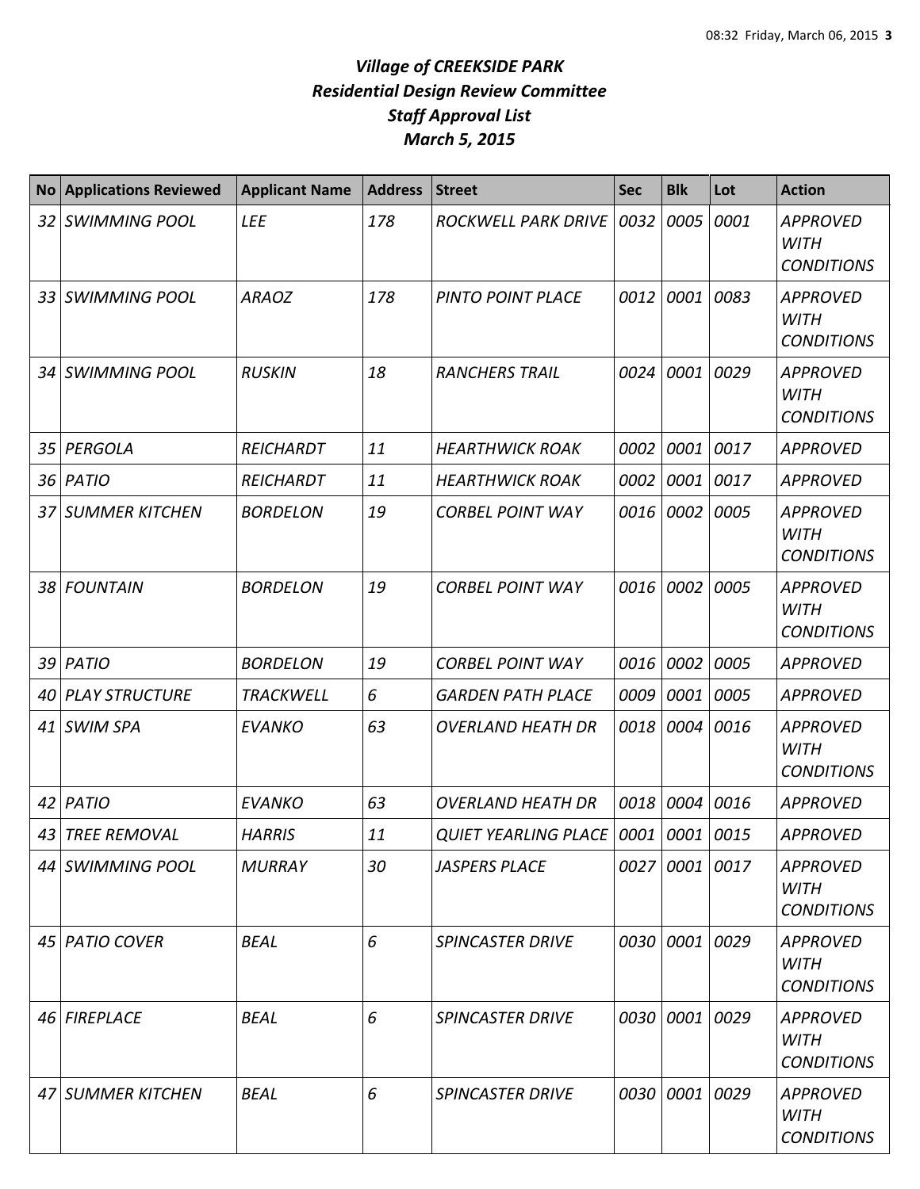# *Village of CREEKSIDE PARK*
## *Residential Design Review Committee*
## *Staff Approval List*
## *March 5, 2015*

| No | Applications Reviewed | Applicant Name | Address | Street | Sec | Blk | Lot | Action |
|---|---|---|---|---|---|---|---|---|
| *32* | *SWIMMING POOL* | *LEE* | *178* | *ROCKWELL PARK DRIVE* | *0032* | *0005* | *0001* | *APPROVED WITH CONDITIONS* |
| *33* | *SWIMMING POOL* | *ARAOZ* | *178* | *PINTO POINT PLACE* | *0012* | *0001* | *0083* | *APPROVED WITH CONDITIONS* |
| *34* | *SWIMMING POOL* | *RUSKIN* | *18* | *RANCHERS TRAIL* | *0024* | *0001* | *0029* | *APPROVED WITH CONDITIONS* |
| *35* | *PERGOLA* | *REICHARDT* | *11* | *HEARTHWICK ROAK* | *0002* | *0001* | *0017* | *APPROVED* |
| *36* | *PATIO* | *REICHARDT* | *11* | *HEARTHWICK ROAK* | *0002* | *0001* | *0017* | *APPROVED* |
| *37* | *SUMMER KITCHEN* | *BORDELON* | *19* | *CORBEL POINT WAY* | *0016* | *0002* | *0005* | *APPROVED WITH CONDITIONS* |
| *38* | *FOUNTAIN* | *BORDELON* | *19* | *CORBEL POINT WAY* | *0016* | *0002* | *0005* | *APPROVED WITH CONDITIONS* |
| *39* | *PATIO* | *BORDELON* | *19* | *CORBEL POINT WAY* | *0016* | *0002* | *0005* | *APPROVED* |
| *40* | *PLAY STRUCTURE* | *TRACKWELL* | *6* | *GARDEN PATH PLACE* | *0009* | *0001* | *0005* | *APPROVED* |
| *41* | *SWIM SPA* | *EVANKO* | *63* | *OVERLAND HEATH DR* | *0018* | *0004* | *0016* | *APPROVED WITH CONDITIONS* |
| *42* | *PATIO* | *EVANKO* | *63* | *OVERLAND HEATH DR* | *0018* | *0004* | *0016* | *APPROVED* |
| *43* | *TREE REMOVAL* | *HARRIS* | *11* | *QUIET YEARLING PLACE* | *0001* | *0001* | *0015* | *APPROVED* |
| *44* | *SWIMMING POOL* | *MURRAY* | *30* | *JASPERS PLACE* | *0027* | *0001* | *0017* | *APPROVED WITH CONDITIONS* |
| *45* | *PATIO COVER* | *BEAL* | *6* | *SPINCASTER DRIVE* | *0030* | *0001* | *0029* | *APPROVED WITH CONDITIONS* |
| *46* | *FIREPLACE* | *BEAL* | *6* | *SPINCASTER DRIVE* | *0030* | *0001* | *0029* | *APPROVED WITH CONDITIONS* |
| *47* | *SUMMER KITCHEN* | *BEAL* | *6* | *SPINCASTER DRIVE* | *0030* | *0001* | *0029* | *APPROVED WITH CONDITIONS* |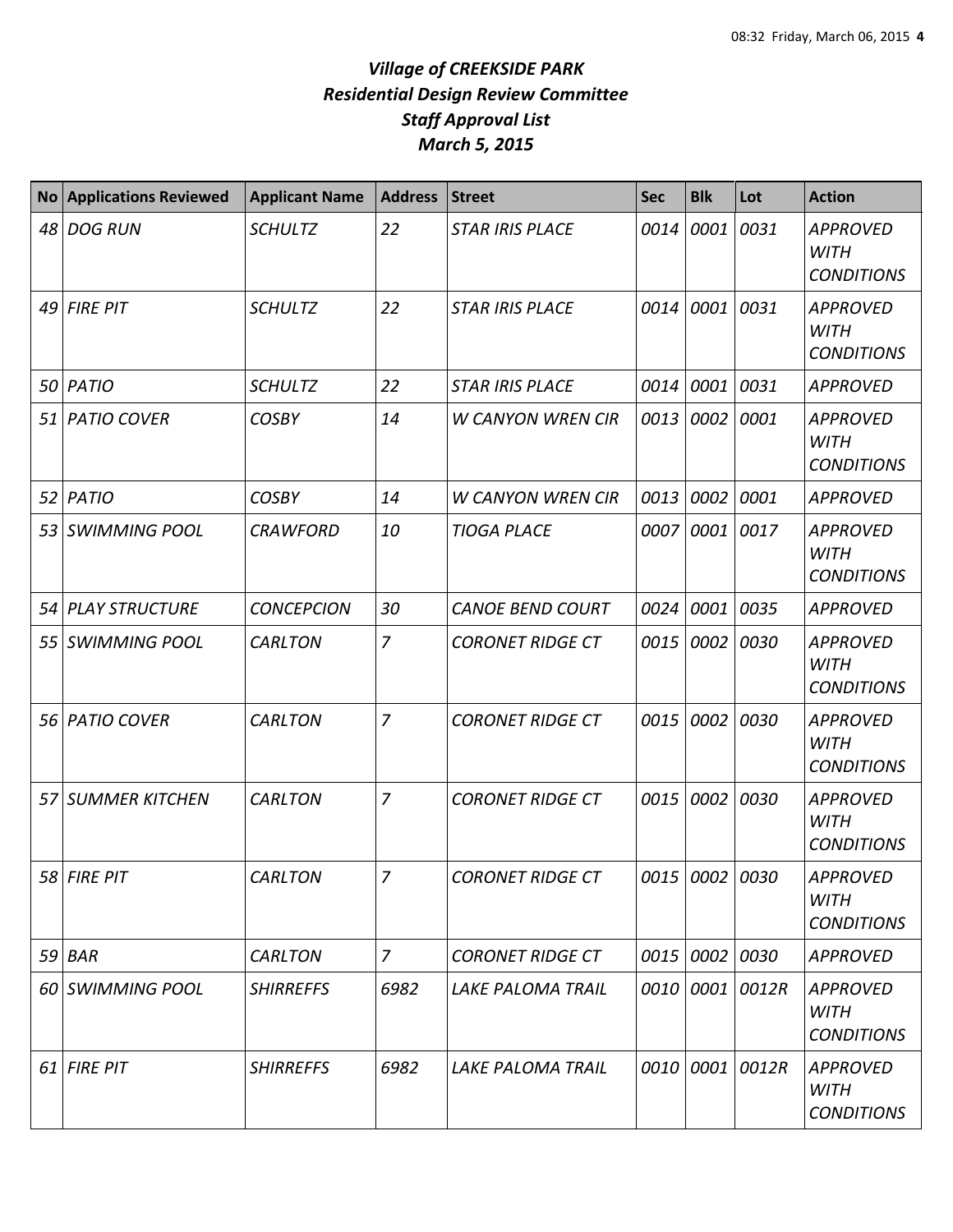# *Village of CREEKSIDE PARK*
## *Residential Design Review Committee*
## *Staff Approval List*
## *March 5, 2015*

| No | Applications Reviewed | Applicant Name | Address | Street | Sec | Blk | Lot | Action |
|---|---|---|---|---|---|---|---|---|
| 48 | DOG RUN | SCHULTZ | 22 | STAR IRIS PLACE | 0014 | 0001 | 0031 | APPROVED WITH CONDITIONS |
| 49 | FIRE PIT | SCHULTZ | 22 | STAR IRIS PLACE | 0014 | 0001 | 0031 | APPROVED WITH CONDITIONS |
| 50 | PATIO | SCHULTZ | 22 | STAR IRIS PLACE | 0014 | 0001 | 0031 | APPROVED |
| 51 | PATIO COVER | COSBY | 14 | W CANYON WREN CIR | 0013 | 0002 | 0001 | APPROVED WITH CONDITIONS |
| 52 | PATIO | COSBY | 14 | W CANYON WREN CIR | 0013 | 0002 | 0001 | APPROVED |
| 53 | SWIMMING POOL | CRAWFORD | 10 | TIOGA PLACE | 0007 | 0001 | 0017 | APPROVED WITH CONDITIONS |
| 54 | PLAY STRUCTURE | CONCEPCION | 30 | CANOE BEND COURT | 0024 | 0001 | 0035 | APPROVED |
| 55 | SWIMMING POOL | CARLTON | 7 | CORONET RIDGE CT | 0015 | 0002 | 0030 | APPROVED WITH CONDITIONS |
| 56 | PATIO COVER | CARLTON | 7 | CORONET RIDGE CT | 0015 | 0002 | 0030 | APPROVED WITH CONDITIONS |
| 57 | SUMMER KITCHEN | CARLTON | 7 | CORONET RIDGE CT | 0015 | 0002 | 0030 | APPROVED WITH CONDITIONS |
| 58 | FIRE PIT | CARLTON | 7 | CORONET RIDGE CT | 0015 | 0002 | 0030 | APPROVED WITH CONDITIONS |
| 59 | BAR | CARLTON | 7 | CORONET RIDGE CT | 0015 | 0002 | 0030 | APPROVED |
| 60 | SWIMMING POOL | SHIRREFFS | 6982 | LAKE PALOMA TRAIL | 0010 | 0001 | 0012R | APPROVED WITH CONDITIONS |
| 61 | FIRE PIT | SHIRREFFS | 6982 | LAKE PALOMA TRAIL | 0010 | 0001 | 0012R | APPROVED WITH CONDITIONS |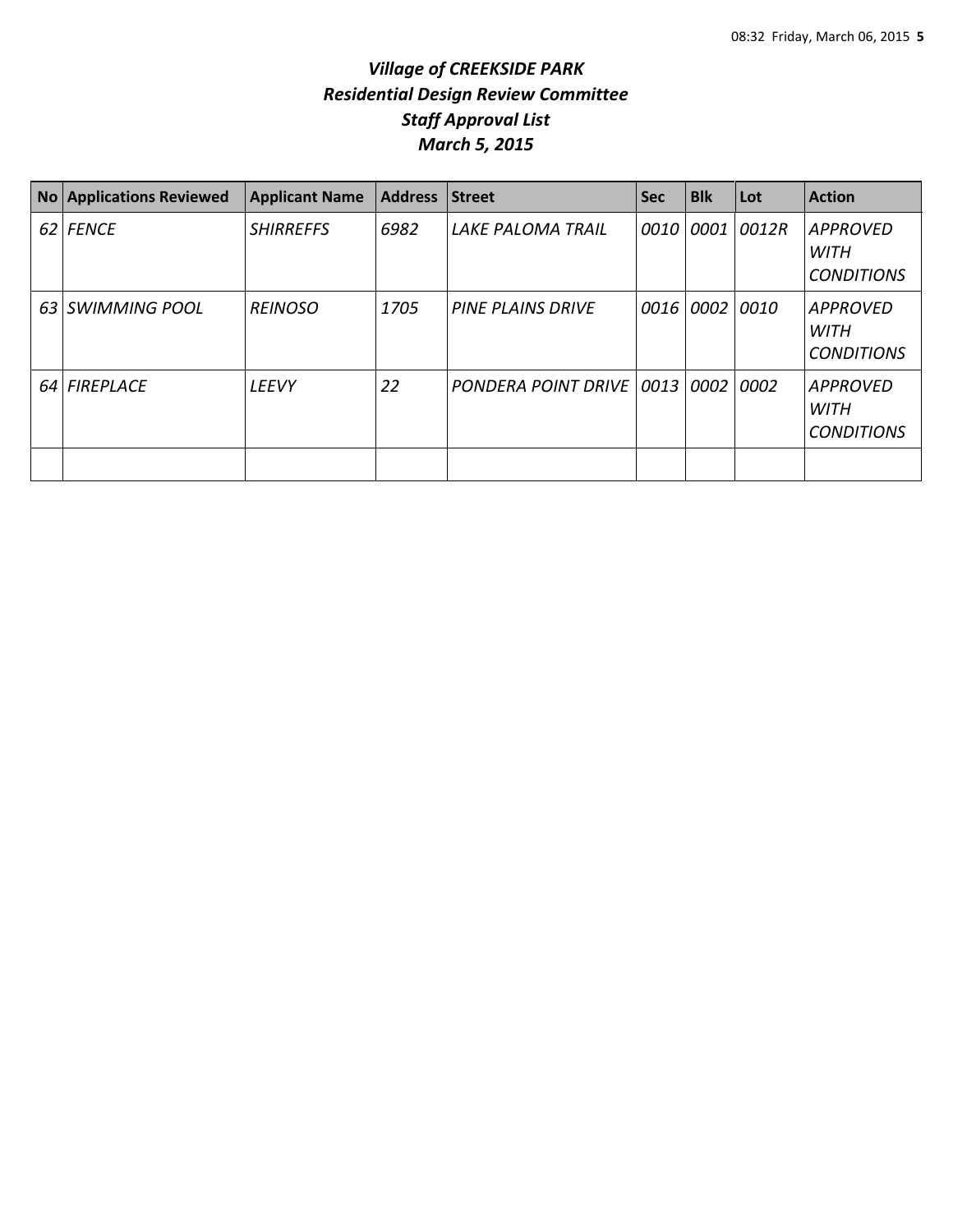# *Village of CREEKSIDE PARK*
## *Residential Design Review Committee*
## *Staff Approval List*
## *March 5, 2015*

| No | Applications Reviewed | Applicant Name | Address | Street | Sec | Blk | Lot | Action |
|---|---|---|---|---|---|---|---|---|
| *62* | *FENCE* | *SHIRREFFS* | *6982* | *LAKE PALOMA TRAIL* | *0010* | *0001* | *0012R* | *APPROVED WITH CONDITIONS* |
| *63* | *SWIMMING POOL* | *REINOSO* | *1705* | *PINE PLAINS DRIVE* | *0016* | *0002* | *0010* | *APPROVED WITH CONDITIONS* |
| *64* | *FIREPLACE* | *LEEVY* | *22* | *PONDERA POINT DRIVE* | *0013* | *0002* | *0002* | *APPROVED WITH CONDITIONS* |
| | | | | | | | | |